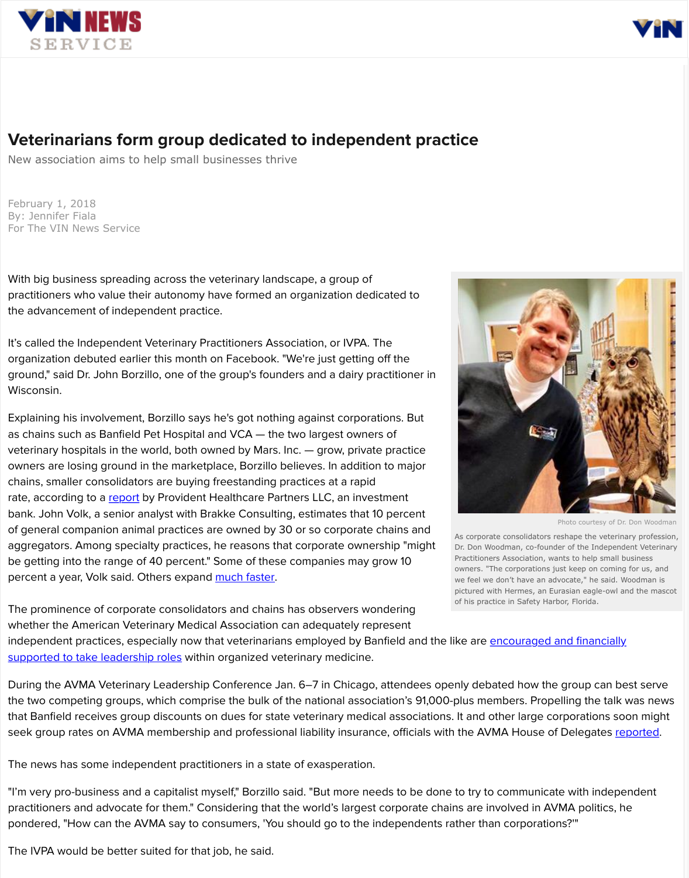# Veterinarians form group dedicated to independent practice

New association aims to help small businesses thrive

February 1, 2018
By: Jennifer Fiala
For The VIN News Service

With big business spreading across the veterinary landscape, a group of practitioners who value their autonomy have formed an organization dedicated to the advancement of independent practice.

It's called the Independent Veterinary Practitioners Association, or IVPA. The organization debuted earlier this month on Facebook. "We're just getting off the ground," said Dr. John Borzillo, one of the group's founders and a dairy practitioner in Wisconsin.

Explaining his involvement, Borzillo says he's got nothing against corporations. But as chains such as Banfield Pet Hospital and VCA — the two largest owners of veterinary hospitals in the world, both owned by Mars. Inc. — grow, private practice owners are losing ground in the marketplace, Borzillo believes. In addition to major chains, smaller consolidators are buying freestanding practices at a rapid rate, according to a [report](#) by Provident Healthcare Partners LLC, an investment bank. John Volk, a senior analyst with Brakke Consulting, estimates that 10 percent of general companion animal practices are owned by 30 or so corporate chains and aggregators. Among specialty practices, he reasons that corporate ownership "might be getting into the range of 40 percent." Some of these companies may grow 10 percent a year, Volk said. Others expand [much faster](#).

Photo courtesy of Dr. Don Woodman

As corporate consolidators reshape the veterinary profession, Dr. Don Woodman, co-founder of the Independent Veterinary Practitioners Association, wants to help small business owners. "The corporations just keep on coming for us, and we feel we don't have an advocate," he said. Woodman is pictured with Hermes, an Eurasian eagle-owl and the mascot of his practice in Safety Harbor, Florida.

The prominence of corporate consolidators and chains has observers wondering whether the American Veterinary Medical Association can adequately represent independent practices, especially now that veterinarians employed by Banfield and the like are [encouraged and financially supported to take leadership roles](#) within organized veterinary medicine.

During the AVMA Veterinary Leadership Conference Jan. 6–7 in Chicago, attendees openly debated how the group can best serve the two competing groups, which comprise the bulk of the national association's 91,000-plus members. Propelling the talk was news that Banfield receives group discounts on dues for state veterinary medical associations. It and other large corporations soon might seek group rates on AVMA membership and professional liability insurance, officials with the AVMA House of Delegates [reported](#).

The news has some independent practitioners in a state of exasperation.

"I'm very pro-business and a capitalist myself," Borzillo said. "But more needs to be done to try to communicate with independent practitioners and advocate for them." Considering that the world's largest corporate chains are involved in AVMA politics, he pondered, "How can the AVMA say to consumers, 'You should go to the independents rather than corporations?'"

The IVPA would be better suited for that job, he said.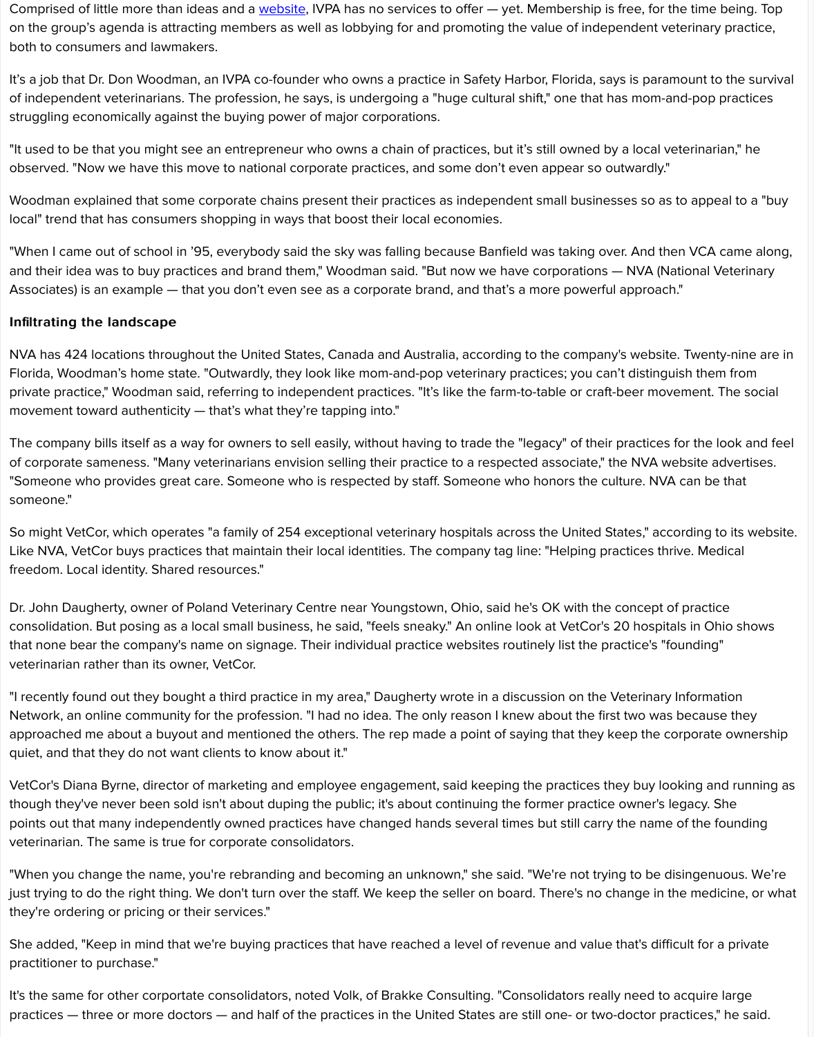Comprised of little more than ideas and a website, IVPA has no services to offer — yet. Membership is free, for the time being. Top on the group's agenda is attracting members as well as lobbying for and promoting the value of independent veterinary practice, both to consumers and lawmakers.

It's a job that Dr. Don Woodman, an IVPA co-founder who owns a practice in Safety Harbor, Florida, says is paramount to the survival of independent veterinarians. The profession, he says, is undergoing a "huge cultural shift," one that has mom-and-pop practices struggling economically against the buying power of major corporations.

"It used to be that you might see an entrepreneur who owns a chain of practices, but it's still owned by a local veterinarian," he observed. "Now we have this move to national corporate practices, and some don't even appear so outwardly."

Woodman explained that some corporate chains present their practices as independent small businesses so as to appeal to a "buy local" trend that has consumers shopping in ways that boost their local economies.

"When I came out of school in '95, everybody said the sky was falling because Banfield was taking over. And then VCA came along, and their idea was to buy practices and brand them," Woodman said. "But now we have corporations — NVA (National Veterinary Associates) is an example — that you don't even see as a corporate brand, and that's a more powerful approach."

**Infiltrating the landscape**

NVA has 424 locations throughout the United States, Canada and Australia, according to the company's website. Twenty-nine are in Florida, Woodman's home state. "Outwardly, they look like mom-and-pop veterinary practices; you can't distinguish them from private practice," Woodman said, referring to independent practices. "It's like the farm-to-table or craft-beer movement. The social movement toward authenticity — that's what they're tapping into."

The company bills itself as a way for owners to sell easily, without having to trade the "legacy" of their practices for the look and feel of corporate sameness. "Many veterinarians envision selling their practice to a respected associate," the NVA website advertises. "Someone who provides great care. Someone who is respected by staff. Someone who honors the culture. NVA can be that someone."

So might VetCor, which operates "a family of 254 exceptional veterinary hospitals across the United States," according to its website. Like NVA, VetCor buys practices that maintain their local identities. The company tag line: "Helping practices thrive. Medical freedom. Local identity. Shared resources."

Dr. John Daugherty, owner of Poland Veterinary Centre near Youngstown, Ohio, said he's OK with the concept of practice consolidation. But posing as a local small business, he said, "feels sneaky." An online look at VetCor's 20 hospitals in Ohio shows that none bear the company's name on signage. Their individual practice websites routinely list the practice's "founding" veterinarian rather than its owner, VetCor.

"I recently found out they bought a third practice in my area," Daugherty wrote in a discussion on the Veterinary Information Network, an online community for the profession. "I had no idea. The only reason I knew about the first two was because they approached me about a buyout and mentioned the others. The rep made a point of saying that they keep the corporate ownership quiet, and that they do not want clients to know about it."

VetCor's Diana Byrne, director of marketing and employee engagement, said keeping the practices they buy looking and running as though they've never been sold isn't about duping the public; it's about continuing the former practice owner's legacy. She points out that many independently owned practices have changed hands several times but still carry the name of the founding veterinarian. The same is true for corporate consolidators.

"When you change the name, you're rebranding and becoming an unknown," she said. "We're not trying to be disingenuous. We're just trying to do the right thing. We don't turn over the staff. We keep the seller on board. There's no change in the medicine, or what they're ordering or pricing or their services."

She added, "Keep in mind that we're buying practices that have reached a level of revenue and value that's difficult for a private practitioner to purchase."

It's the same for other corportate consolidators, noted Volk, of Brakke Consulting. "Consolidators really need to acquire large practices — three or more doctors — and half of the practices in the United States are still one- or two-doctor practices," he said.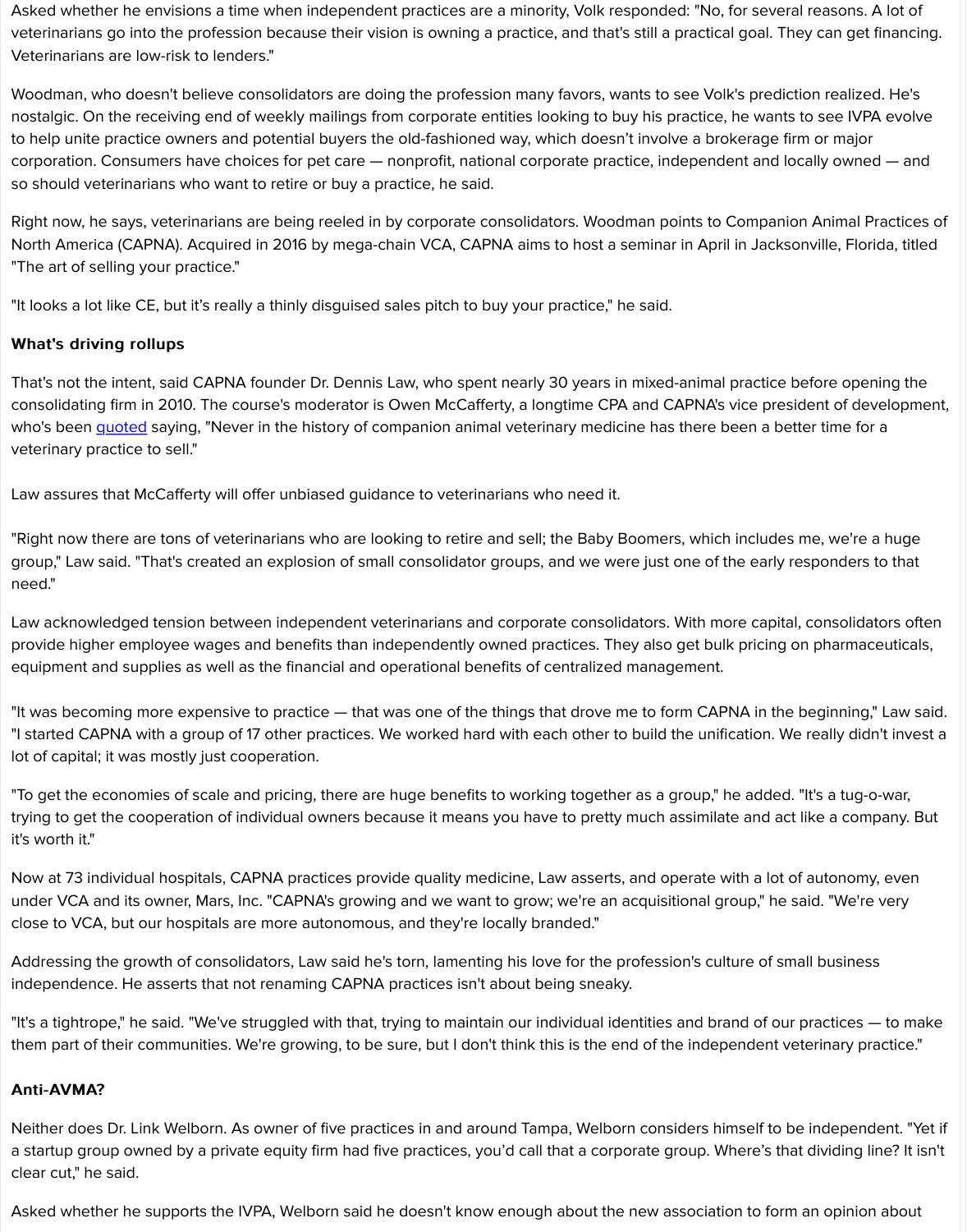Asked whether he envisions a time when independent practices are a minority, Volk responded: "No, for several reasons. A lot of veterinarians go into the profession because their vision is owning a practice, and that's still a practical goal. They can get financing. Veterinarians are low-risk to lenders."

Woodman, who doesn't believe consolidators are doing the profession many favors, wants to see Volk's prediction realized. He's nostalgic. On the receiving end of weekly mailings from corporate entities looking to buy his practice, he wants to see IVPA evolve to help unite practice owners and potential buyers the old-fashioned way, which doesn't involve a brokerage firm or major corporation. Consumers have choices for pet care — nonprofit, national corporate practice, independent and locally owned — and so should veterinarians who want to retire or buy a practice, he said.

Right now, he says, veterinarians are being reeled in by corporate consolidators. Woodman points to Companion Animal Practices of North America (CAPNA). Acquired in 2016 by mega-chain VCA, CAPNA aims to host a seminar in April in Jacksonville, Florida, titled "The art of selling your practice."

"It looks a lot like CE, but it's really a thinly disguised sales pitch to buy your practice," he said.

**What's driving rollups**

That's not the intent, said CAPNA founder Dr. Dennis Law, who spent nearly 30 years in mixed-animal practice before opening the consolidating firm in 2010. The course's moderator is Owen McCafferty, a longtime CPA and CAPNA's vice president of development, who's been quoted saying, "Never in the history of companion animal veterinary medicine has there been a better time for a veterinary practice to sell."

Law assures that McCafferty will offer unbiased guidance to veterinarians who need it.

"Right now there are tons of veterinarians who are looking to retire and sell; the Baby Boomers, which includes me, we're a huge group," Law said. "That's created an explosion of small consolidator groups, and we were just one of the early responders to that need."

Law acknowledged tension between independent veterinarians and corporate consolidators. With more capital, consolidators often provide higher employee wages and benefits than independently owned practices. They also get bulk pricing on pharmaceuticals, equipment and supplies as well as the financial and operational benefits of centralized management.

"It was becoming more expensive to practice — that was one of the things that drove me to form CAPNA in the beginning," Law said. "I started CAPNA with a group of 17 other practices. We worked hard with each other to build the unification. We really didn't invest a lot of capital; it was mostly just cooperation.

"To get the economies of scale and pricing, there are huge benefits to working together as a group," he added. "It's a tug-o-war, trying to get the cooperation of individual owners because it means you have to pretty much assimilate and act like a company. But it's worth it."

Now at 73 individual hospitals, CAPNA practices provide quality medicine, Law asserts, and operate with a lot of autonomy, even under VCA and its owner, Mars, Inc. "CAPNA's growing and we want to grow; we're an acquisitional group," he said. "We're very close to VCA, but our hospitals are more autonomous, and they're locally branded."

Addressing the growth of consolidators, Law said he's torn, lamenting his love for the profession's culture of small business independence. He asserts that not renaming CAPNA practices isn't about being sneaky.

"It's a tightrope," he said. "We've struggled with that, trying to maintain our individual identities and brand of our practices — to make them part of their communities. We're growing, to be sure, but I don't think this is the end of the independent veterinary practice."

**Anti-AVMA?**

Neither does Dr. Link Welborn. As owner of five practices in and around Tampa, Welborn considers himself to be independent. "Yet if a startup group owned by a private equity firm had five practices, you'd call that a corporate group. Where's that dividing line? It isn't clear cut," he said.

Asked whether he supports the IVPA, Welborn said he doesn't know enough about the new association to form an opinion about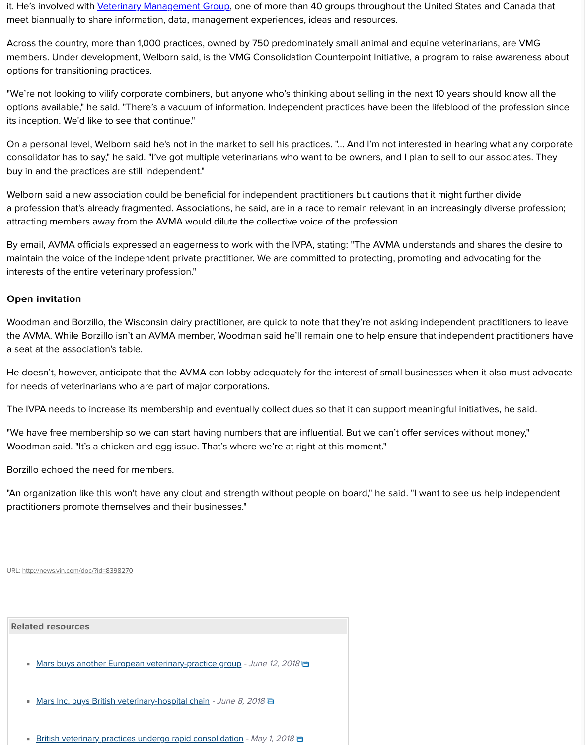it. He's involved with Veterinary Management Group, one of more than 40 groups throughout the United States and Canada that meet biannually to share information, data, management experiences, ideas and resources.

Across the country, more than 1,000 practices, owned by 750 predominately small animal and equine veterinarians, are VMG members. Under development, Welborn said, is the VMG Consolidation Counterpoint Initiative, a program to raise awareness about options for transitioning practices.

"We're not looking to vilify corporate combiners, but anyone who's thinking about selling in the next 10 years should know all the options available," he said. "There's a vacuum of information. Independent practices have been the lifeblood of the profession since its inception. We'd like to see that continue."

On a personal level, Welborn said he's not in the market to sell his practices. "... And I'm not interested in hearing what any corporate consolidator has to say," he said. "I've got multiple veterinarians who want to be owners, and I plan to sell to our associates. They buy in and the practices are still independent."

Welborn said a new association could be beneficial for independent practitioners but cautions that it might further divide a profession that's already fragmented. Associations, he said, are in a race to remain relevant in an increasingly diverse profession; attracting members away from the AVMA would dilute the collective voice of the profession.

By email, AVMA officials expressed an eagerness to work with the IVPA, stating: "The AVMA understands and shares the desire to maintain the voice of the independent private practitioner. We are committed to protecting, promoting and advocating for the interests of the entire veterinary profession."

## Open invitation

Woodman and Borzillo, the Wisconsin dairy practitioner, are quick to note that they're not asking independent practitioners to leave the AVMA. While Borzillo isn't an AVMA member, Woodman said he'll remain one to help ensure that independent practitioners have a seat at the association's table.

He doesn't, however, anticipate that the AVMA can lobby adequately for the interest of small businesses when it also must advocate for needs of veterinarians who are part of major corporations.

The IVPA needs to increase its membership and eventually collect dues so that it can support meaningful initiatives, he said.

"We have free membership so we can start having numbers that are influential. But we can't offer services without money," Woodman said. "It's a chicken and egg issue. That's where we're at right at this moment."

Borzillo echoed the need for members.

"An organization like this won't have any clout and strength without people on board," he said. "I want to see us help independent practitioners promote themselves and their businesses."

URL: http://news.vin.com/doc/?id=8398270

**Related resources**

- Mars buys another European veterinary-practice group - *June 12, 2018*
- Mars Inc. buys British veterinary-hospital chain - *June 8, 2018*
- British veterinary practices undergo rapid consolidation - *May 1, 2018*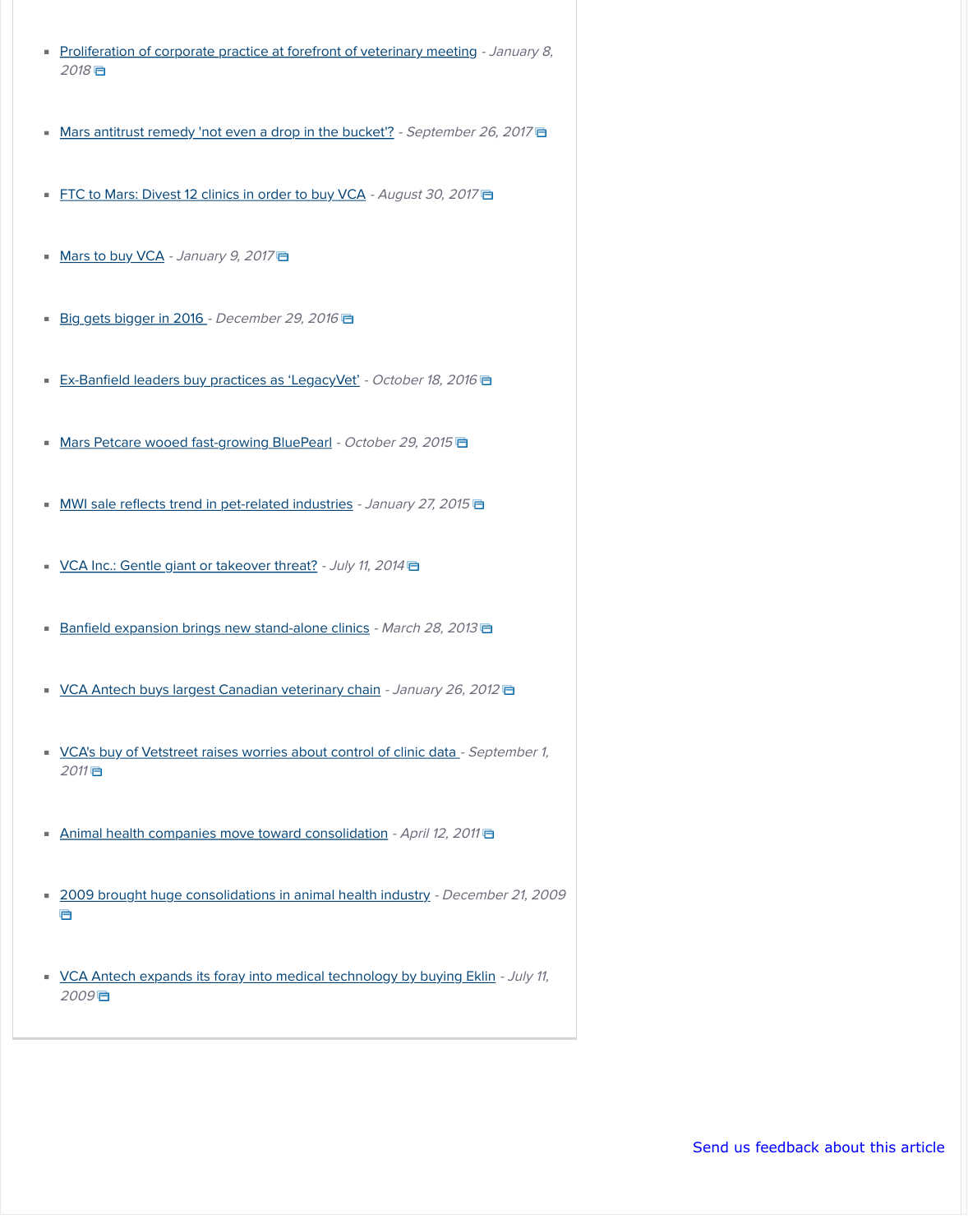- Proliferation of corporate practice at forefront of veterinary meeting - *January 8, 2018*
- Mars antitrust remedy 'not even a drop in the bucket'? - *September 26, 2017*
- FTC to Mars: Divest 12 clinics in order to buy VCA - *August 30, 2017*
- Mars to buy VCA - *January 9, 2017*
- Big gets bigger in 2016 - *December 29, 2016*
- Ex-Banfield leaders buy practices as 'LegacyVet' - *October 18, 2016*
- Mars Petcare wooed fast-growing BluePearl - *October 29, 2015*
- MWI sale reflects trend in pet-related industries - *January 27, 2015*
- VCA Inc.: Gentle giant or takeover threat? - *July 11, 2014*
- Banfield expansion brings new stand-alone clinics - *March 28, 2013*
- VCA Antech buys largest Canadian veterinary chain - *January 26, 2012*
- VCA's buy of Vetstreet raises worries about control of clinic data - *September 1, 2011*
- Animal health companies move toward consolidation - *April 12, 2011*
- 2009 brought huge consolidations in animal health industry - *December 21, 2009*
- VCA Antech expands its foray into medical technology by buying Eklin - *July 11, 2009*

Send us feedback about this article